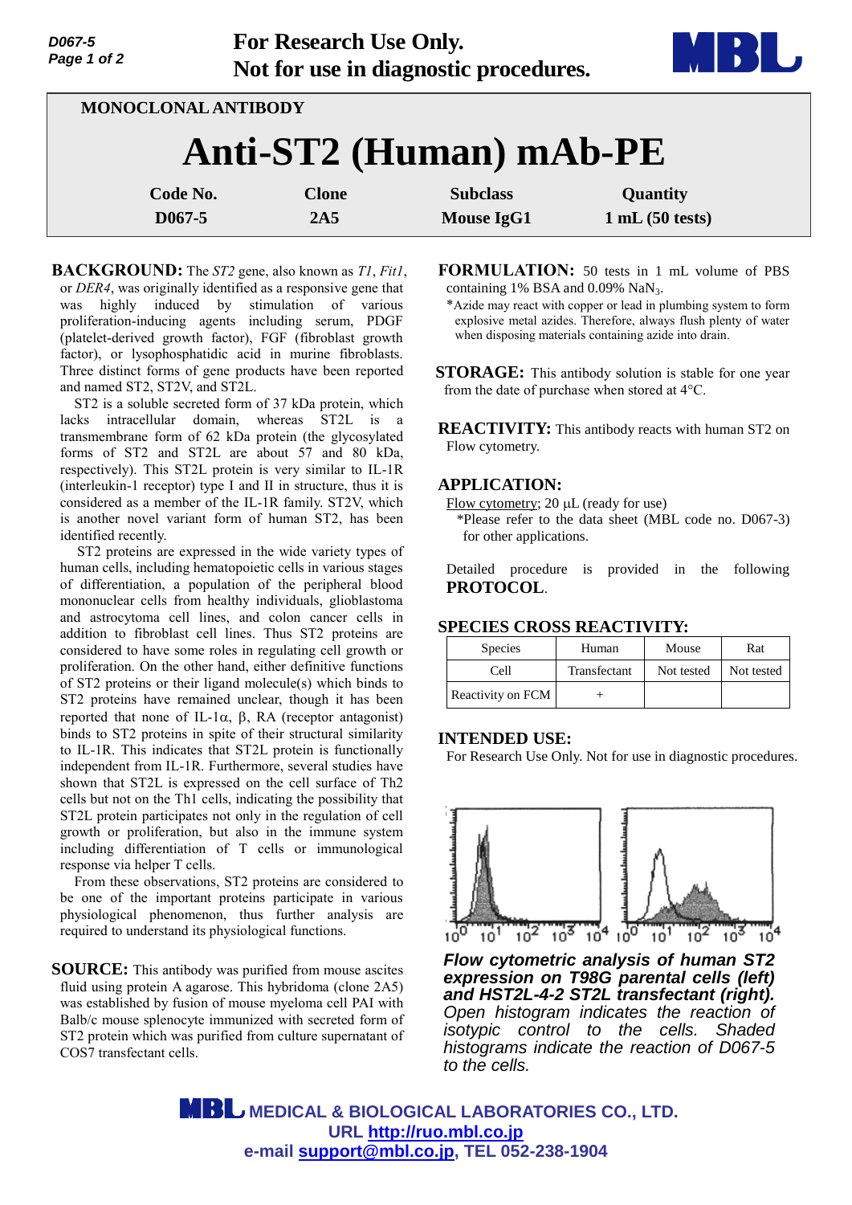**For Research Use Only.**
**Not for use in diagnostic procedures.**

MONOCLONAL ANTIBODY

# Anti-ST2 (Human) mAb-PE

| Code No. | Clone | Subclass | Quantity |
|---|---|---|---|
| D067-5 | 2A5 | Mouse IgG1 | 1 mL (50 tests) |

**BACKGROUND:** The *ST2* gene, also known as *T1*, *Fit1*, or *DER4*, was originally identified as a responsive gene that was highly induced by stimulation of various proliferation-inducing agents including serum, PDGF (platelet-derived growth factor), FGF (fibroblast growth factor), or lysophosphatidic acid in murine fibroblasts. Three distinct forms of gene products have been reported and named ST2, ST2V, and ST2L.

ST2 is a soluble secreted form of 37 kDa protein, which lacks intracellular domain, whereas ST2L is a transmembrane form of 62 kDa protein (the glycosylated forms of ST2 and ST2L are about 57 and 80 kDa, respectively). This ST2L protein is very similar to IL-1R (interleukin-1 receptor) type I and II in structure, thus it is considered as a member of the IL-1R family. ST2V, which is another novel variant form of human ST2, has been identified recently.

ST2 proteins are expressed in the wide variety types of human cells, including hematopoietic cells in various stages of differentiation, a population of the peripheral blood mononuclear cells from healthy individuals, glioblastoma and astrocytoma cell lines, and colon cancer cells in addition to fibroblast cell lines. Thus ST2 proteins are considered to have some roles in regulating cell growth or proliferation. On the other hand, either definitive functions of ST2 proteins or their ligand molecule(s) which binds to ST2 proteins have remained unclear, though it has been reported that none of IL-1α, β, RA (receptor antagonist) binds to ST2 proteins in spite of their structural similarity to IL-1R. This indicates that ST2L protein is functionally independent from IL-1R. Furthermore, several studies have shown that ST2L is expressed on the cell surface of Th2 cells but not on the Th1 cells, indicating the possibility that ST2L protein participates not only in the regulation of cell growth or proliferation, but also in the immune system including differentiation of T cells or immunological response via helper T cells.

From these observations, ST2 proteins are considered to be one of the important proteins participate in various physiological phenomenon, thus further analysis are required to understand its physiological functions.

**SOURCE:** This antibody was purified from mouse ascites fluid using protein A agarose. This hybridoma (clone 2A5) was established by fusion of mouse myeloma cell PAI with Balb/c mouse splenocyte immunized with secreted form of ST2 protein which was purified from culture supernatant of COS7 transfectant cells.

**FORMULATION:** 50 tests in 1 mL volume of PBS containing 1% BSA and 0.09% $NaN_3$.

*Azide may react with copper or lead in plumbing system to form explosive metal azides. Therefore, always flush plenty of water when disposing materials containing azide into drain.

**STORAGE:** This antibody solution is stable for one year from the date of purchase when stored at 4°C.

**REACTIVITY:** This antibody reacts with human ST2 on Flow cytometry.

**APPLICATION:**

Flow cytometry; 20 µL (ready for use)

*Please refer to the data sheet (MBL code no. D067-3) for other applications.

Detailed procedure is provided in the following **PROTOCOL**.

**SPECIES CROSS REACTIVITY:**

| Species | Human | Mouse | Rat |
|---|---|---|---|
| Cell | Transfectant | Not tested | Not tested |
| Reactivity on FCM | + | | |

**INTENDED USE:**

For Research Use Only. Not for use in diagnostic procedures.

***Flow cytometric analysis of human ST2 expression on T98G parental cells (left) and HST2L-4-2 ST2L transfectant (right).*** *Open histogram indicates the reaction of isotypic control to the cells. Shaded histograms indicate the reaction of D067-5 to the cells.*

**MEDICAL & BIOLOGICAL LABORATORIES CO., LTD.**
**URL http://ruo.mbl.co.jp**
**e-mail support@mbl.co.jp, TEL 052-238-1904**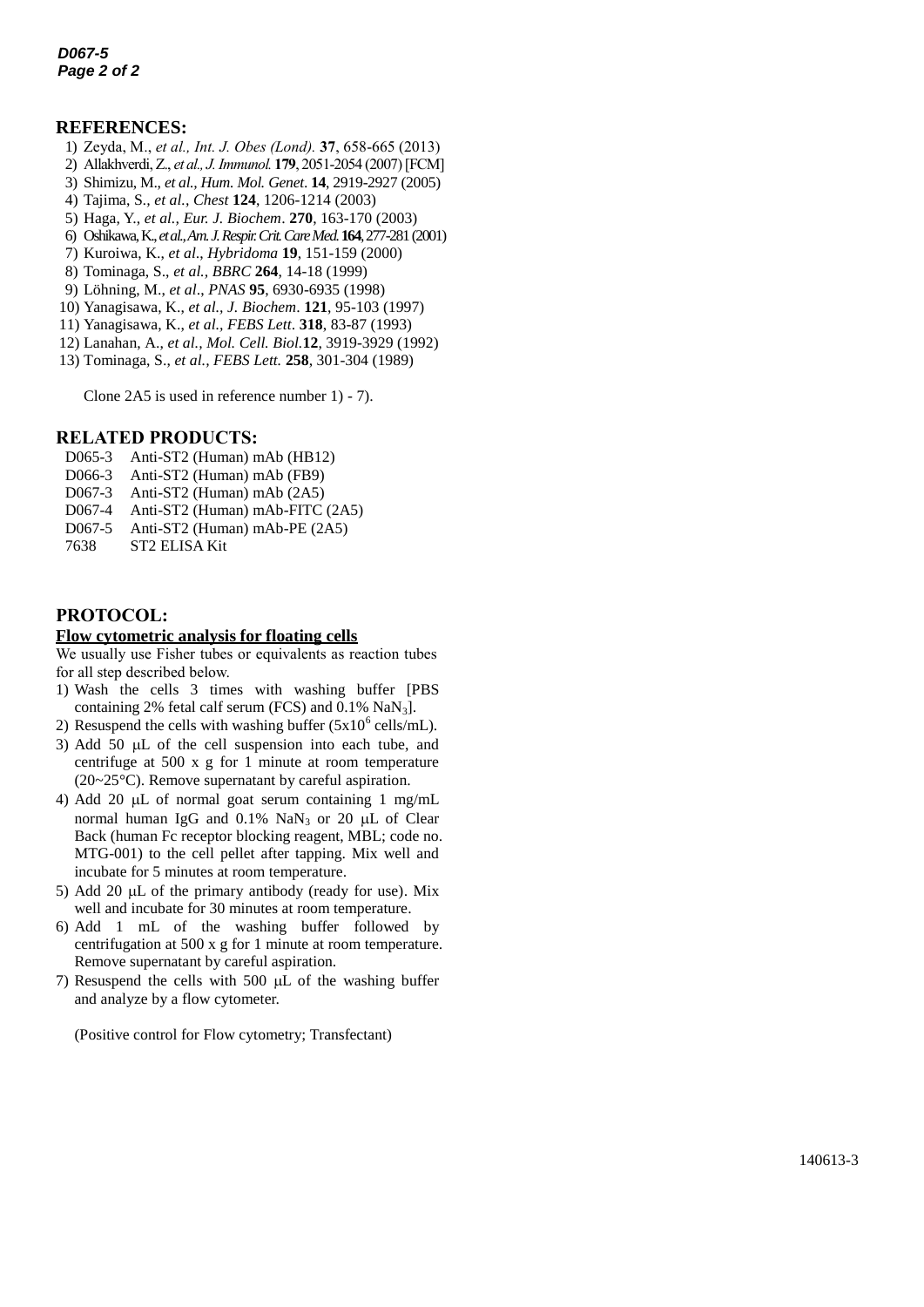## REFERENCES:

1) Zeyda, M., *et al., Int. J. Obes (Lond).* **37**, 658-665 (2013)
2) Allakhverdi, Z., *et al., J. Immunol.* **179**, 2051-2054 (2007) [FCM]
3) Shimizu, M., *et al., Hum. Mol. Genet*. **14**, 2919-2927 (2005)
4) Tajima, S., *et al., Chest* **124**, 1206-1214 (2003)
5) Haga, Y., *et al., Eur. J. Biochem*. **270**, 163-170 (2003)
6) Oshikawa, K., *et al., Am. J. Respir. Crit. Care Med.* **164**, 277-281 (2001)
7) Kuroiwa, K., *et al*., *Hybridoma* **19**, 151-159 (2000)
8) Tominaga, S., *et al., BBRC* **264**, 14-18 (1999)
9) Löhning, M., *et al*., *PNAS* **95**, 6930-6935 (1998)
10) Yanagisawa, K., *et al., J. Biochem*. **121**, 95-103 (1997)
11) Yanagisawa, K., *et al., FEBS Lett*. **318**, 83-87 (1993)
12) Lanahan, A., *et al., Mol. Cell. Biol.***12**, 3919-3929 (1992)
13) Tominaga, S., *et al., FEBS Lett.* **258**, 301-304 (1989)

Clone 2A5 is used in reference number 1) - 7).

## RELATED PRODUCTS:

| | |
|---|---|
| D065-3 | Anti-ST2 (Human) mAb (HB12) |
| D066-3 | Anti-ST2 (Human) mAb (FB9) |
| D067-3 | Anti-ST2 (Human) mAb (2A5) |
| D067-4 | Anti-ST2 (Human) mAb-FITC (2A5) |
| D067-5 | Anti-ST2 (Human) mAb-PE (2A5) |
| 7638 | ST2 ELISA Kit |

## PROTOCOL:

### Flow cytometric analysis for floating cells

We usually use Fisher tubes or equivalents as reaction tubes for all step described below.

1) Wash the cells 3 times with washing buffer [PBS containing 2% fetal calf serum (FCS) and 0.1% $NaN_3$].
2) Resuspend the cells with washing buffer ($5x10^6$ cells/mL).
3) Add 50 μL of the cell suspension into each tube, and centrifuge at 500 x g for 1 minute at room temperature (20~25°C). Remove supernatant by careful aspiration.
4) Add 20 μL of normal goat serum containing 1 mg/mL normal human IgG and 0.1% $NaN_3$ or 20 μL of Clear Back (human Fc receptor blocking reagent, MBL; code no. MTG-001) to the cell pellet after tapping. Mix well and incubate for 5 minutes at room temperature.
5) Add 20 μL of the primary antibody (ready for use). Mix well and incubate for 30 minutes at room temperature.
6) Add 1 mL of the washing buffer followed by centrifugation at 500 x g for 1 minute at room temperature. Remove supernatant by careful aspiration.
7) Resuspend the cells with 500 μL of the washing buffer and analyze by a flow cytometer.

(Positive control for Flow cytometry; Transfectant)

140613-3